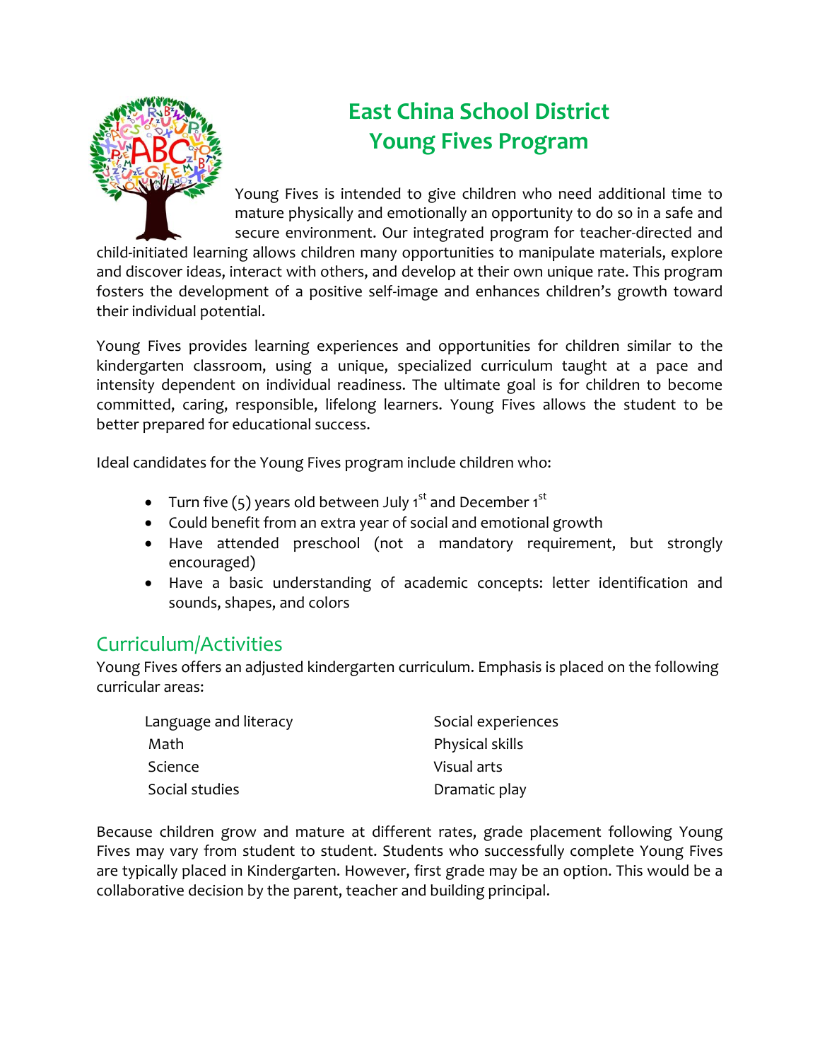# East China School District
# Young Fives Program

Young Fives is intended to give children who need additional time to mature physically and emotionally an opportunity to do so in a safe and secure environment. Our integrated program for teacher-directed and child-initiated learning allows children many opportunities to manipulate materials, explore and discover ideas, interact with others, and develop at their own unique rate. This program fosters the development of a positive self-image and enhances children's growth toward their individual potential.

Young Fives provides learning experiences and opportunities for children similar to the kindergarten classroom, using a unique, specialized curriculum taught at a pace and intensity dependent on individual readiness. The ultimate goal is for children to become committed, caring, responsible, lifelong learners. Young Fives allows the student to be better prepared for educational success.

Ideal candidates for the Young Fives program include children who:

- Turn five (5) years old between July 1st and December 1st
- Could benefit from an extra year of social and emotional growth
- Have attended preschool (not a mandatory requirement, but strongly encouraged)
- Have a basic understanding of academic concepts: letter identification and sounds, shapes, and colors

## Curriculum/Activities

Young Fives offers an adjusted kindergarten curriculum. Emphasis is placed on the following curricular areas:

- Language and literacy
- Math
- Science
- Social studies
- Social experiences
- Physical skills
- Visual arts
- Dramatic play

Because children grow and mature at different rates, grade placement following Young Fives may vary from student to student. Students who successfully complete Young Fives are typically placed in Kindergarten. However, first grade may be an option. This would be a collaborative decision by the parent, teacher and building principal.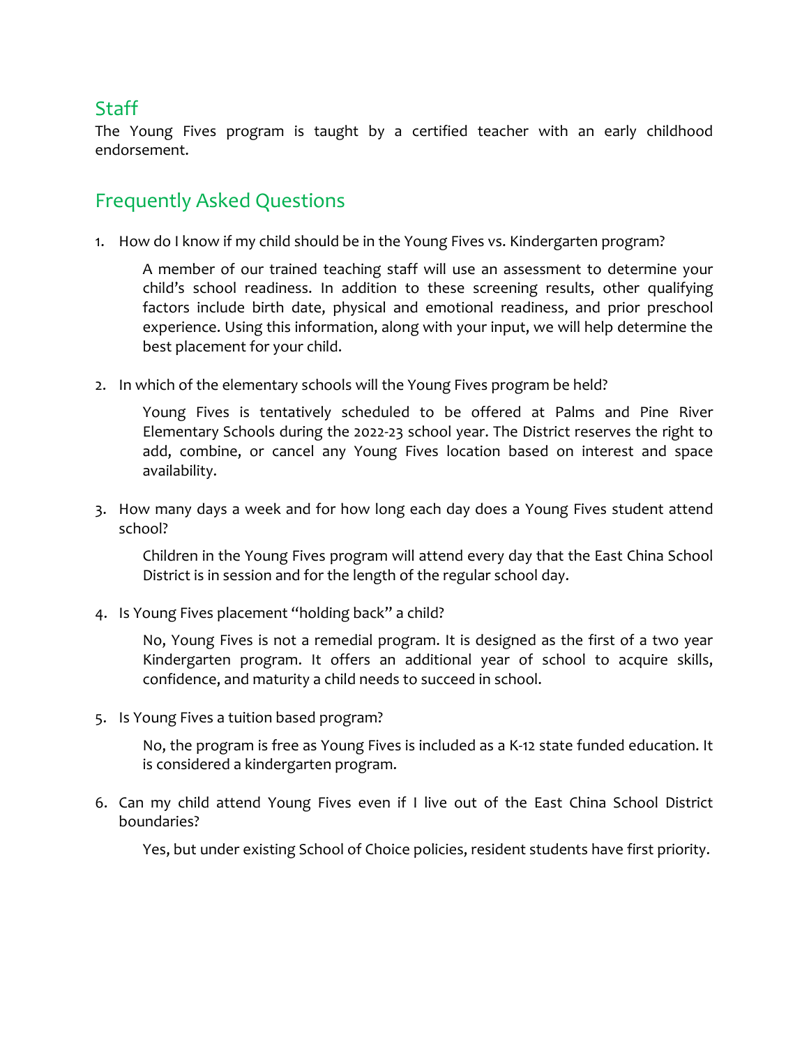## Staff

The Young Fives program is taught by a certified teacher with an early childhood endorsement.

## Frequently Asked Questions

1. How do I know if my child should be in the Young Fives vs. Kindergarten program?

   A member of our trained teaching staff will use an assessment to determine your child's school readiness. In addition to these screening results, other qualifying factors include birth date, physical and emotional readiness, and prior preschool experience. Using this information, along with your input, we will help determine the best placement for your child.

2. In which of the elementary schools will the Young Fives program be held?

   Young Fives is tentatively scheduled to be offered at Palms and Pine River Elementary Schools during the 2022-23 school year. The District reserves the right to add, combine, or cancel any Young Fives location based on interest and space availability.

3. How many days a week and for how long each day does a Young Fives student attend school?

   Children in the Young Fives program will attend every day that the East China School District is in session and for the length of the regular school day.

4. Is Young Fives placement "holding back" a child?

   No, Young Fives is not a remedial program. It is designed as the first of a two year Kindergarten program. It offers an additional year of school to acquire skills, confidence, and maturity a child needs to succeed in school.

5. Is Young Fives a tuition based program?

   No, the program is free as Young Fives is included as a K-12 state funded education. It is considered a kindergarten program.

6. Can my child attend Young Fives even if I live out of the East China School District boundaries?

   Yes, but under existing School of Choice policies, resident students have first priority.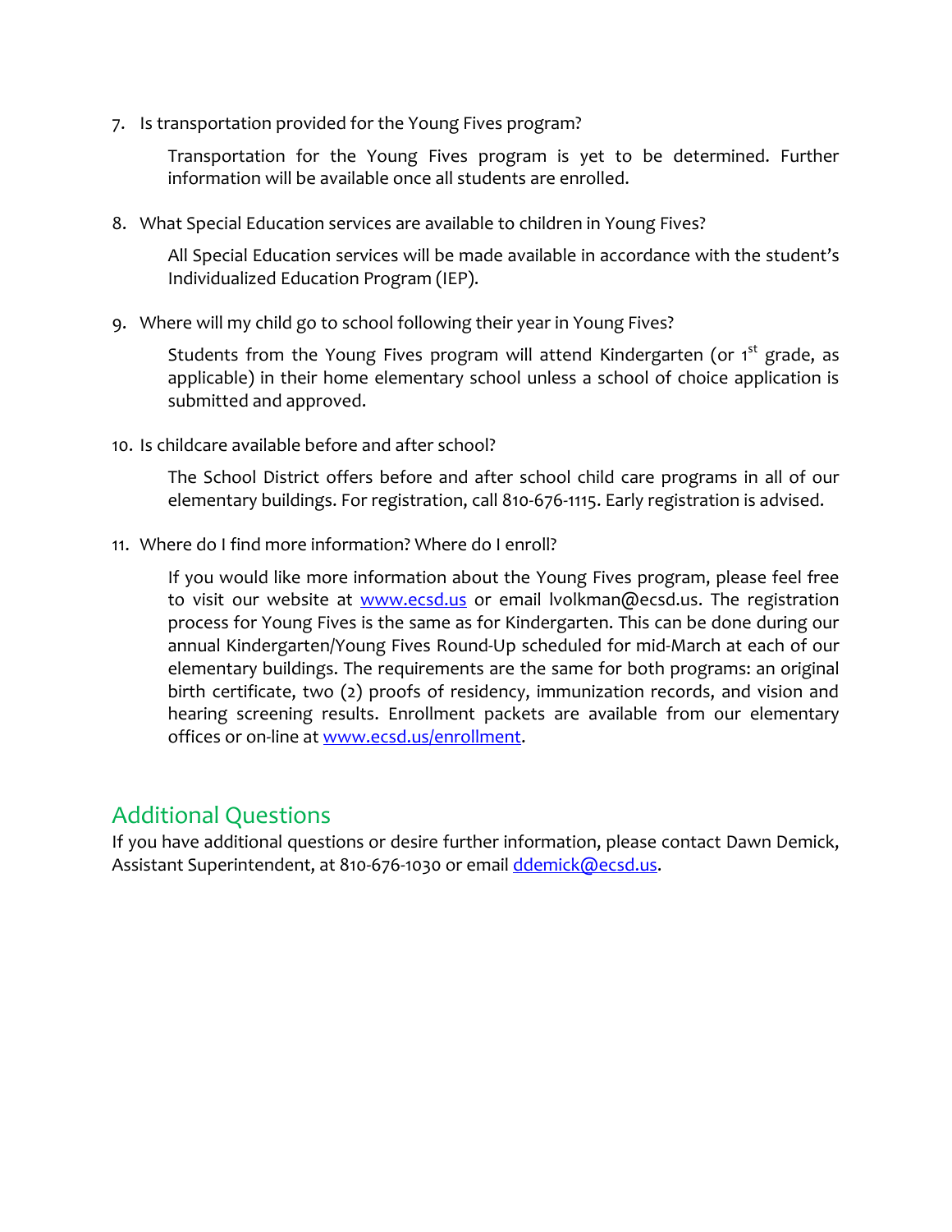7. Is transportation provided for the Young Fives program?

   Transportation for the Young Fives program is yet to be determined. Further information will be available once all students are enrolled.

8. What Special Education services are available to children in Young Fives?

   All Special Education services will be made available in accordance with the student's Individualized Education Program (IEP).

9. Where will my child go to school following their year in Young Fives?

   Students from the Young Fives program will attend Kindergarten (or 1st grade, as applicable) in their home elementary school unless a school of choice application is submitted and approved.

10. Is childcare available before and after school?

    The School District offers before and after school child care programs in all of our elementary buildings. For registration, call 810-676-1115. Early registration is advised.

11. Where do I find more information? Where do I enroll?

    If you would like more information about the Young Fives program, please feel free to visit our website at www.ecsd.us or email lvolkman@ecsd.us. The registration process for Young Fives is the same as for Kindergarten. This can be done during our annual Kindergarten/Young Fives Round-Up scheduled for mid-March at each of our elementary buildings. The requirements are the same for both programs: an original birth certificate, two (2) proofs of residency, immunization records, and vision and hearing screening results. Enrollment packets are available from our elementary offices or on-line at www.ecsd.us/enrollment.

## Additional Questions

If you have additional questions or desire further information, please contact Dawn Demick, Assistant Superintendent, at 810-676-1030 or email ddemick@ecsd.us.